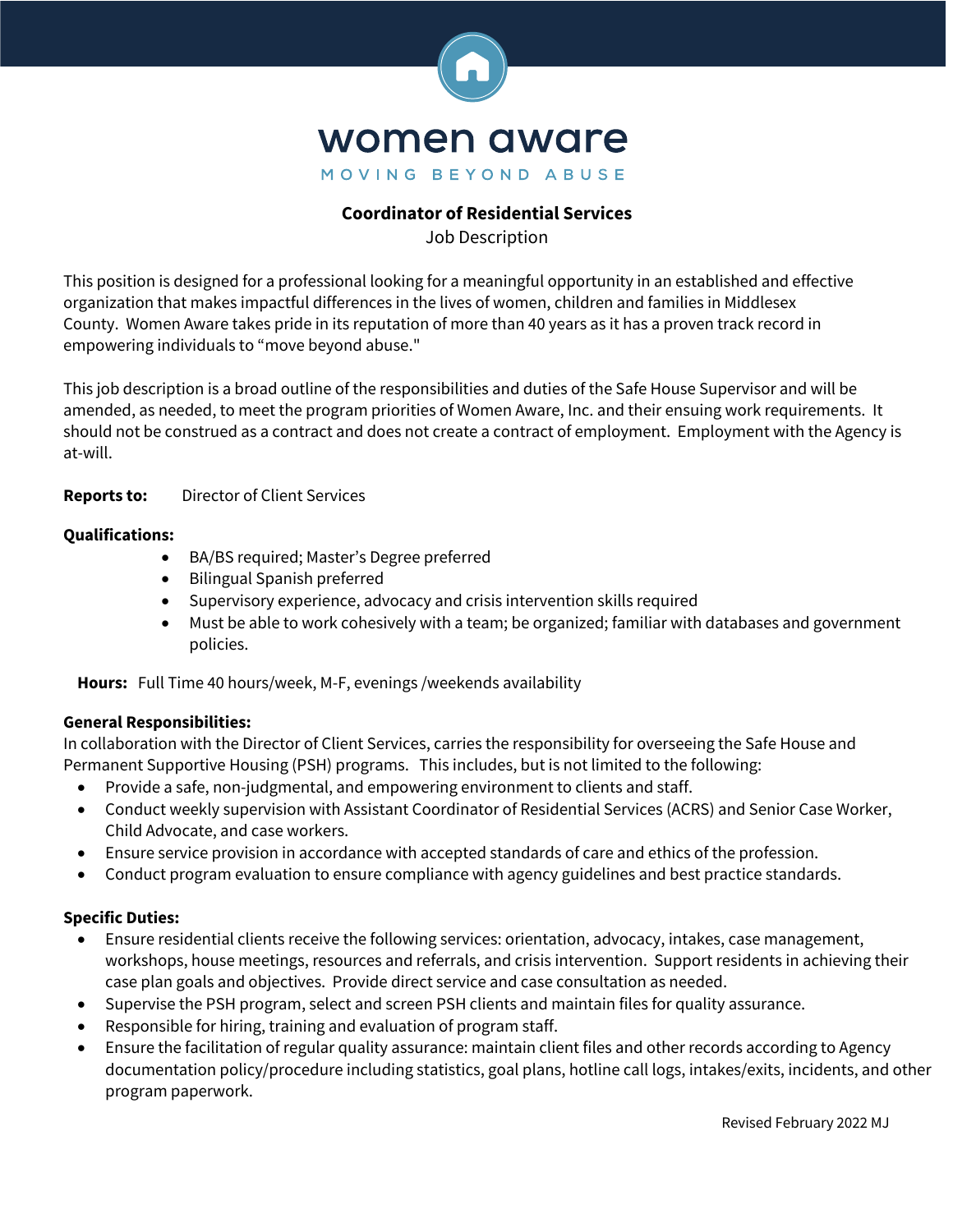# women aware

MOVING BEYOND ABUSE

## Coordinator of Residential Services

Job Description

This position is designed for a professional looking for a meaningful opportunity in an established and effective organization that makes impactful differences in the lives of women, children and families in Middlesex County. Women Aware takes pride in its reputation of more than 40 years as it has a proven track record in empowering individuals to "move beyond abuse."

This job description is a broad outline of the responsibilities and duties of the Safe House Supervisor and will be amended, as needed, to meet the program priorities of Women Aware, Inc. and their ensuing work requirements. It should not be construed as a contract and does not create a contract of employment. Employment with the Agency is at-will.

**Reports to:** Director of Client Services

**Qualifications:**

- BA/BS required; Master's Degree preferred
- Bilingual Spanish preferred
- Supervisory experience, advocacy and crisis intervention skills required
- Must be able to work cohesively with a team; be organized; familiar with databases and government policies.

**Hours:** Full Time 40 hours/week, M-F, evenings /weekends availability

**General Responsibilities:**

In collaboration with the Director of Client Services, carries the responsibility for overseeing the Safe House and Permanent Supportive Housing (PSH) programs. This includes, but is not limited to the following:

- Provide a safe, non-judgmental, and empowering environment to clients and staff.
- Conduct weekly supervision with Assistant Coordinator of Residential Services (ACRS) and Senior Case Worker, Child Advocate, and case workers.
- Ensure service provision in accordance with accepted standards of care and ethics of the profession.
- Conduct program evaluation to ensure compliance with agency guidelines and best practice standards.

**Specific Duties:**

- Ensure residential clients receive the following services: orientation, advocacy, intakes, case management, workshops, house meetings, resources and referrals, and crisis intervention. Support residents in achieving their case plan goals and objectives. Provide direct service and case consultation as needed.
- Supervise the PSH program, select and screen PSH clients and maintain files for quality assurance.
- Responsible for hiring, training and evaluation of program staff.
- Ensure the facilitation of regular quality assurance: maintain client files and other records according to Agency documentation policy/procedure including statistics, goal plans, hotline call logs, intakes/exits, incidents, and other program paperwork.

Revised February 2022 MJ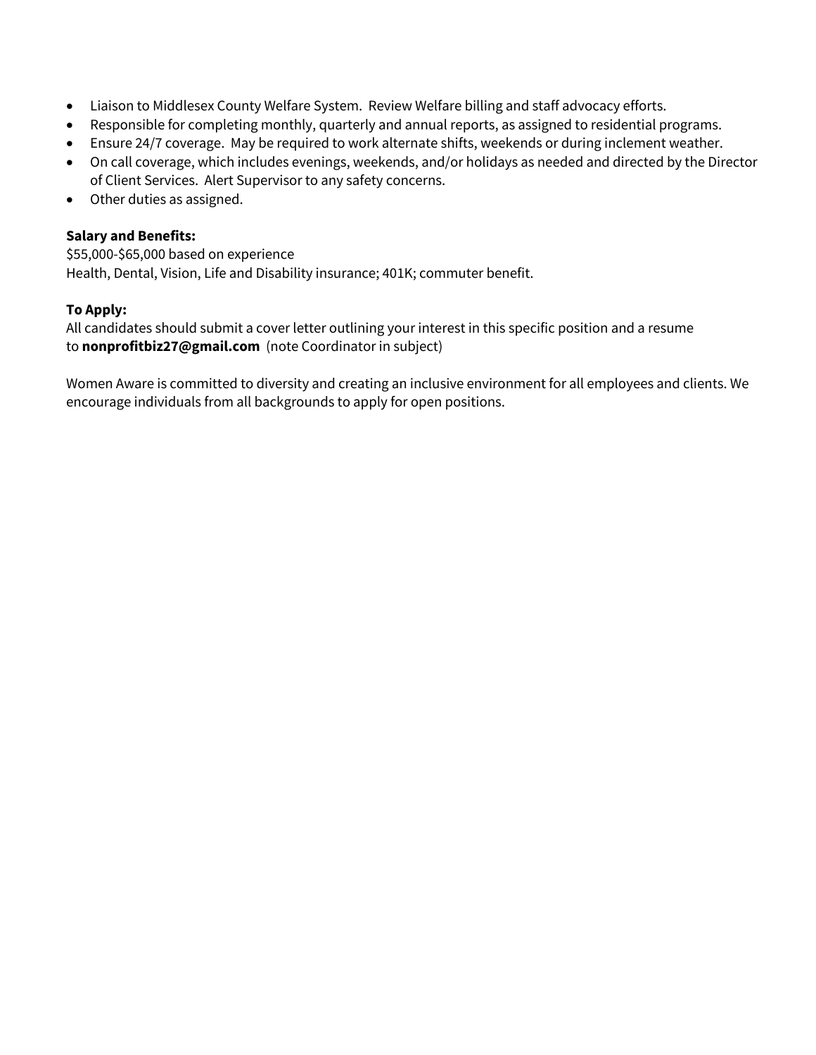- Liaison to Middlesex County Welfare System. Review Welfare billing and staff advocacy efforts.
- Responsible for completing monthly, quarterly and annual reports, as assigned to residential programs.
- Ensure 24/7 coverage. May be required to work alternate shifts, weekends or during inclement weather.
- On call coverage, which includes evenings, weekends, and/or holidays as needed and directed by the Director of Client Services. Alert Supervisor to any safety concerns.
- Other duties as assigned.

**Salary and Benefits:**
$55,000-$65,000 based on experience
Health, Dental, Vision, Life and Disability insurance; 401K; commuter benefit.

**To Apply:**
All candidates should submit a cover letter outlining your interest in this specific position and a resume to **nonprofitbiz27@gmail.com** (note Coordinator in subject)

Women Aware is committed to diversity and creating an inclusive environment for all employees and clients. We encourage individuals from all backgrounds to apply for open positions.